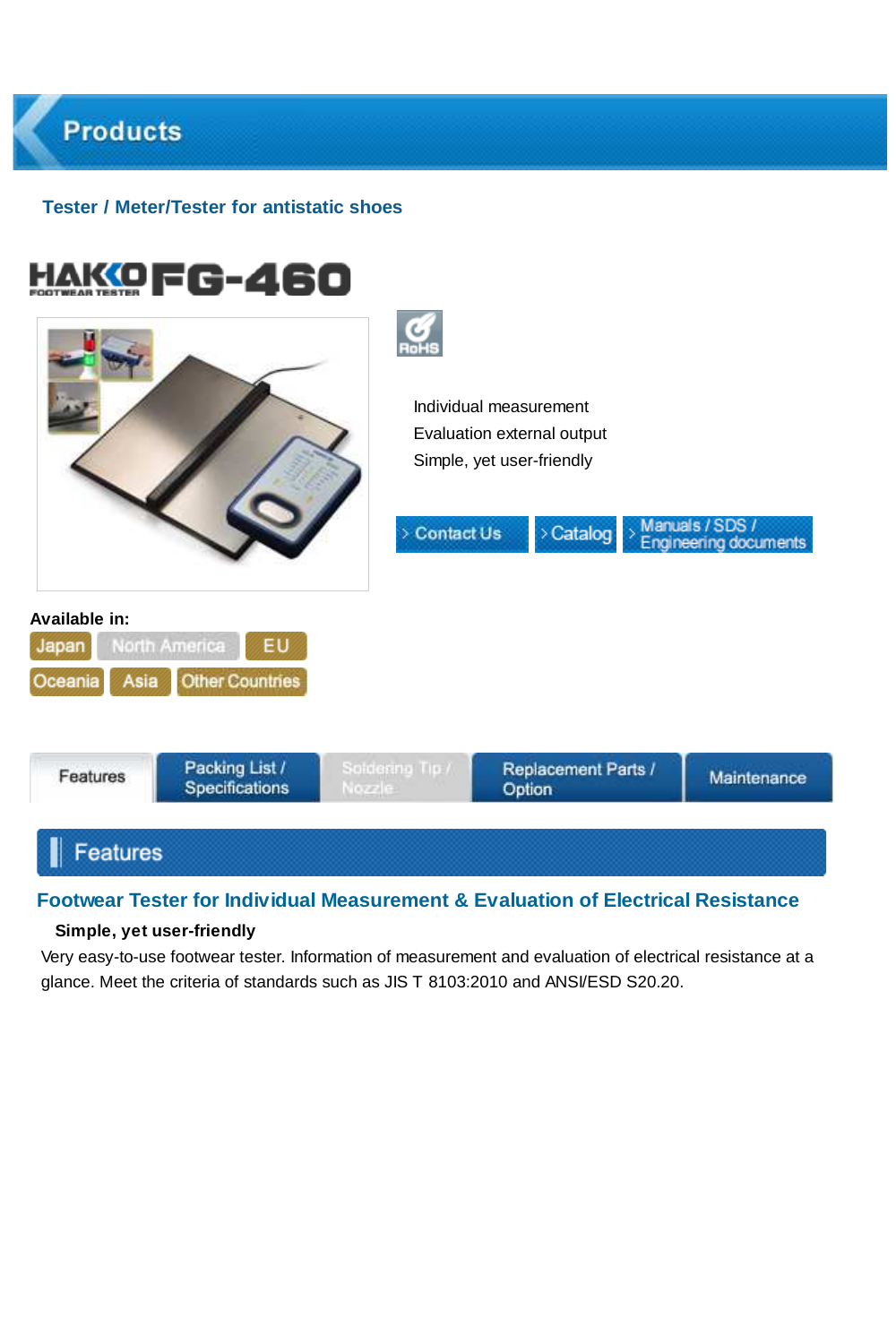# Products

Tester / Meter/Tester for antistatic shoes

## HAKKO FG-460

HAKKO FOOTWEAR TESTER

RoHS

Individual measurement
Evaluation external output
Simple, yet user-friendly

Contact Us | Catalog | Manuals / SDS / Engineering documents

**Available in:**

Japan | North America | EU
Oceania | Asia | Other Countries

Features | Packing List / Specifications | Soldering Tip / Nozzle | Replacement Parts / Option | Maintenance

## Features

### Footwear Tester for Individual Measurement & Evaluation of Electrical Resistance

**Simple, yet user-friendly**

Very easy-to-use footwear tester. Information of measurement and evaluation of electrical resistance at a glance. Meet the criteria of standards such as JIS T 8103:2010 and ANSI/ESD S20.20.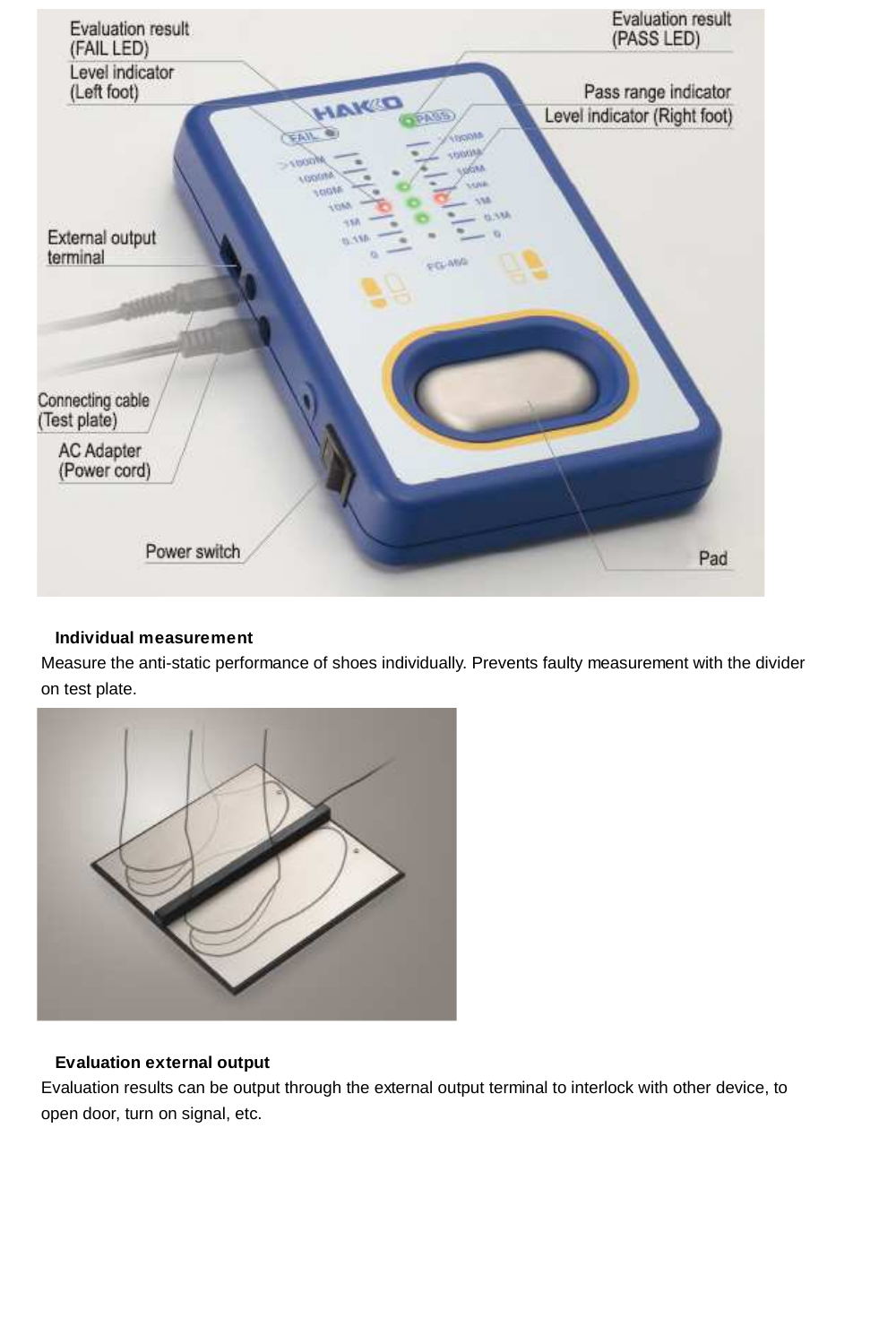**Individual measurement**

Measure the anti-static performance of shoes individually. Prevents faulty measurement with the divider on test plate.

**Evaluation external output**

Evaluation results can be output through the external output terminal to interlock with other device, to open door, turn on signal, etc.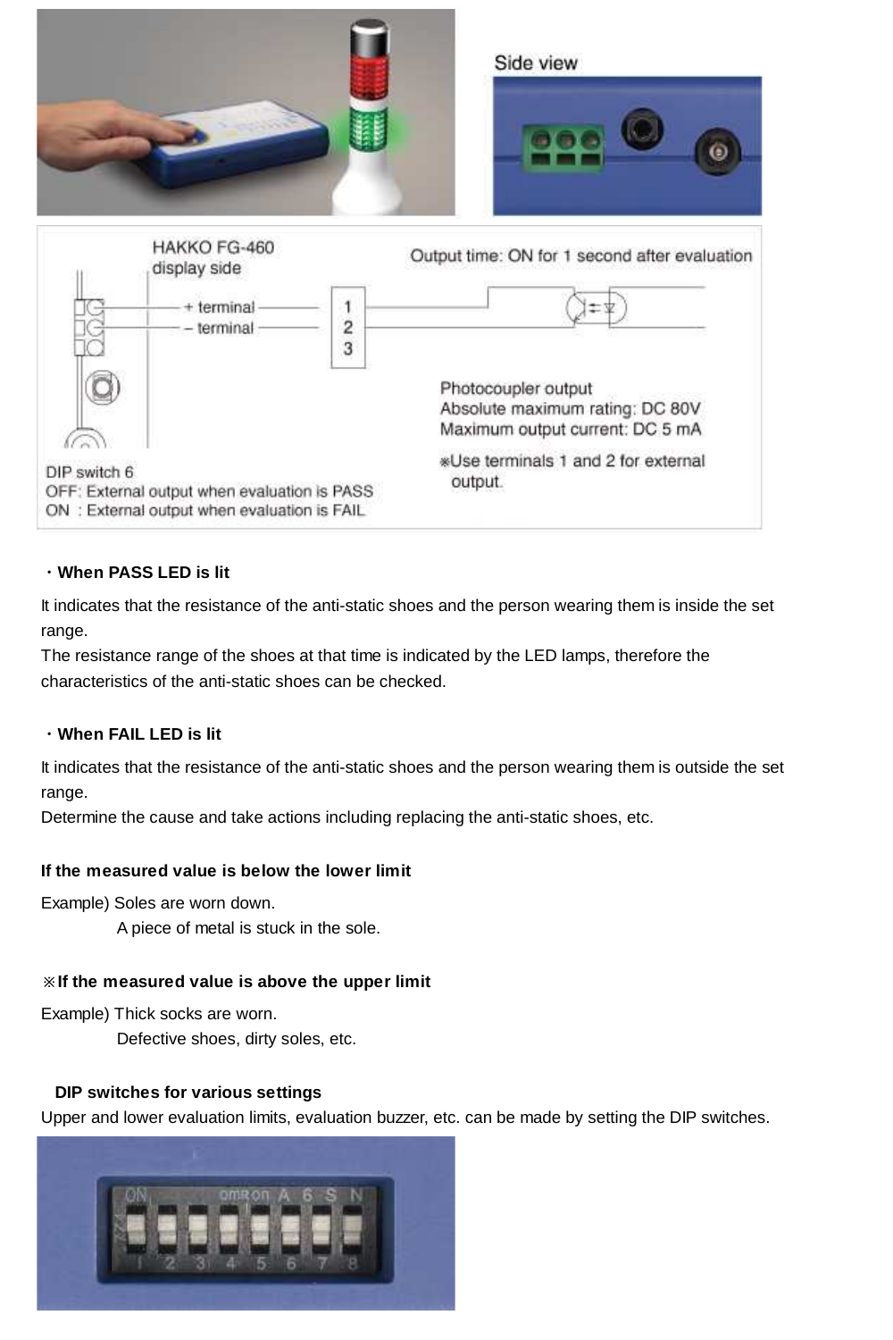Side view

HAKKO FG-460 display side

+ terminal

– terminal

1
2
3

Output time: ON for 1 second after evaluation

Photocoupler output
Absolute maximum rating: DC 80V
Maximum output current: DC 5 mA

※Use terminals 1 and 2 for external output.

DIP switch 6
OFF: External output when evaluation is PASS
ON : External output when evaluation is FAIL

**・When PASS LED is lit**

It indicates that the resistance of the anti-static shoes and the person wearing them is inside the set range.
The resistance range of the shoes at that time is indicated by the LED lamps, therefore the characteristics of the anti-static shoes can be checked.

**・When FAIL LED is lit**

It indicates that the resistance of the anti-static shoes and the person wearing them is outside the set range.
Determine the cause and take actions including replacing the anti-static shoes, etc.

**If the measured value is below the lower limit**

Example) Soles are worn down.
A piece of metal is stuck in the sole.

**※If the measured value is above the upper limit**

Example) Thick socks are worn.
Defective shoes, dirty soles, etc.

**DIP switches for various settings**

Upper and lower evaluation limits, evaluation buzzer, etc. can be made by setting the DIP switches.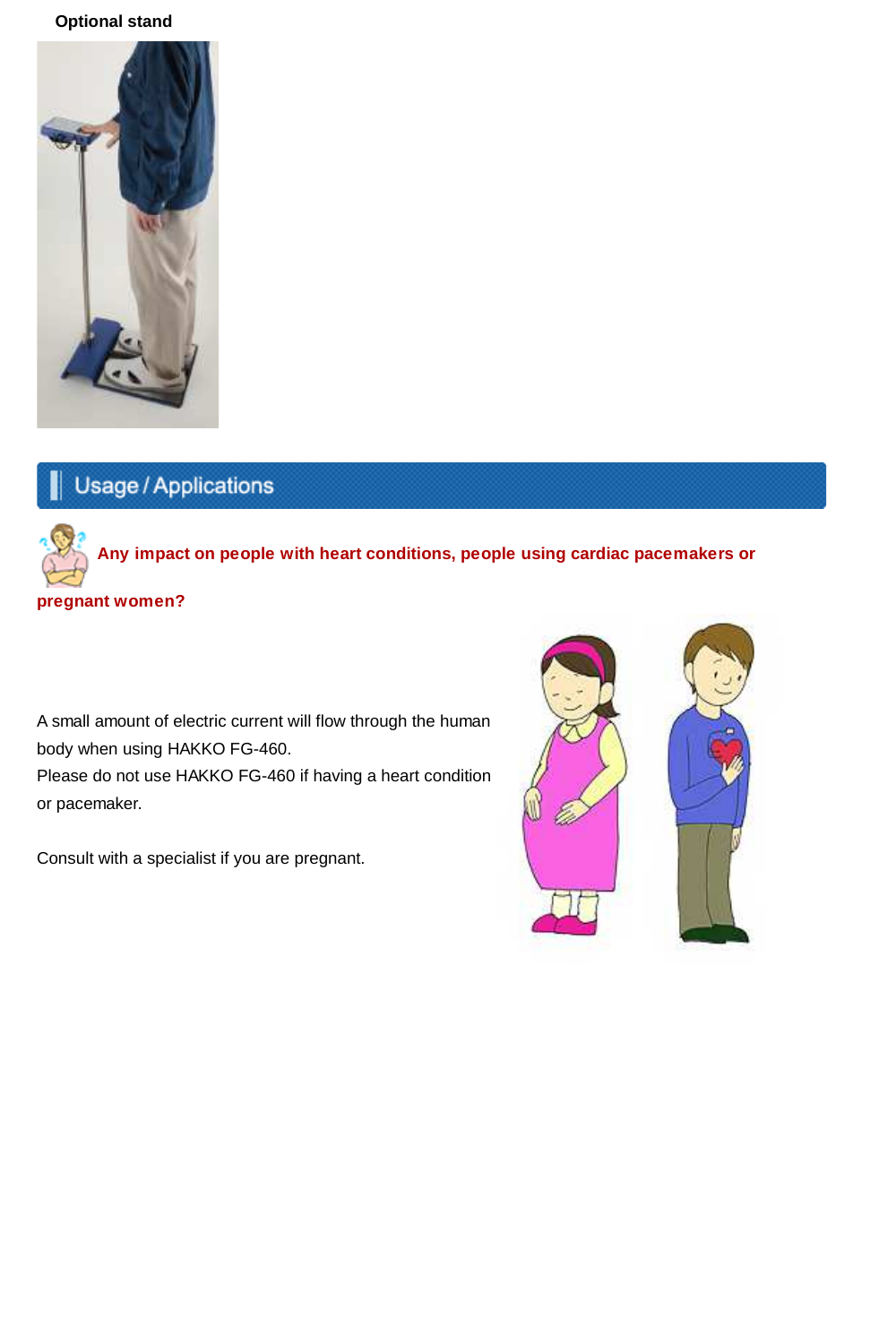**Optional stand**

## Usage / Applications

**Any impact on people with heart conditions, people using cardiac pacemakers or pregnant women?**

A small amount of electric current will flow through the human body when using HAKKO FG-460.
Please do not use HAKKO FG-460 if having a heart condition or pacemaker.

Consult with a specialist if you are pregnant.